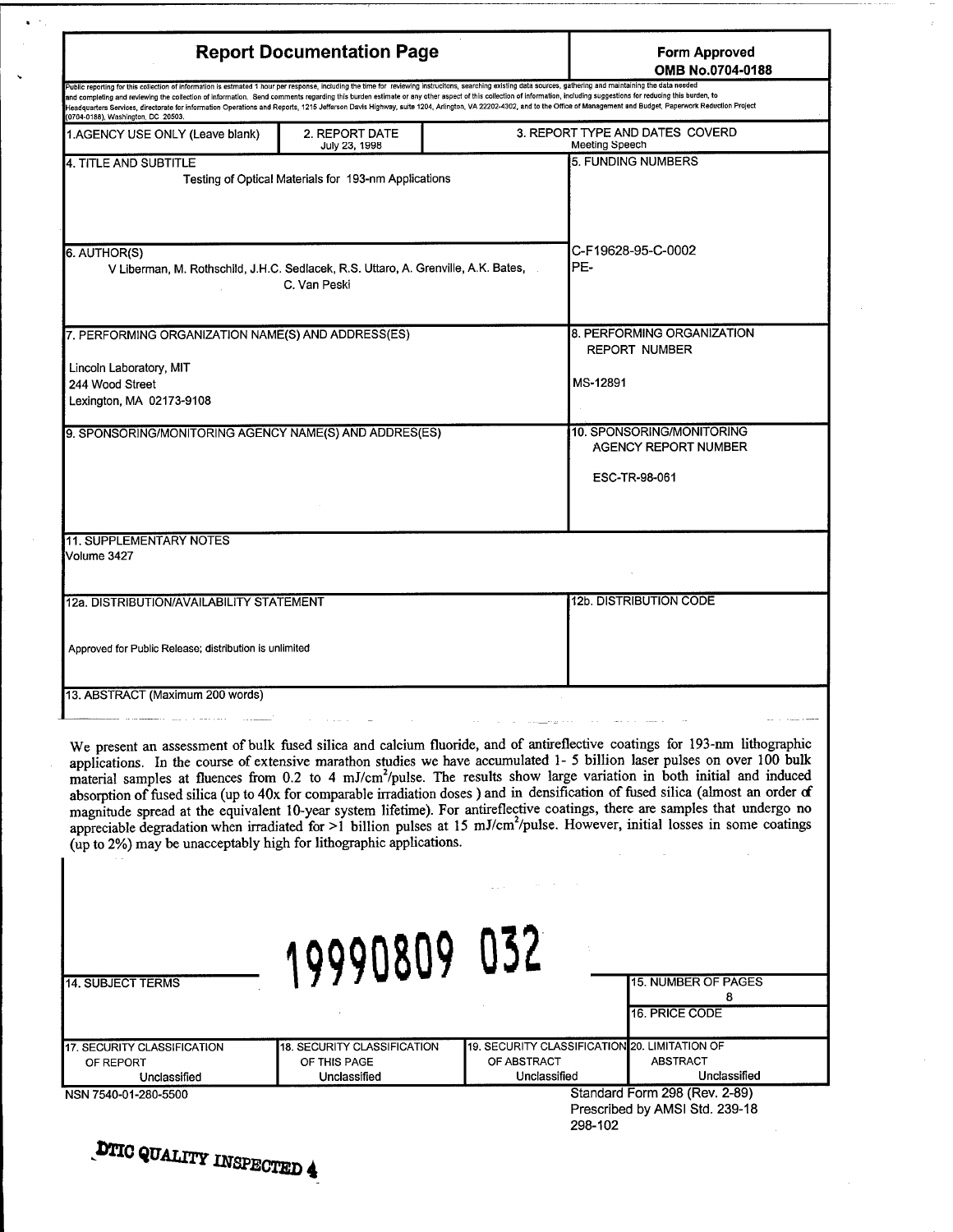# Report Documentation Page

**Form Approved**
**OMB No.0704-0188**

Public reporting for this collection of information is estimated 1 hour per response, including the time for reviewing instrucitons, searching existing data sources, gathering and maintaining the data needed and completing and reviewing the collection of information. Send comments regarding this burden estimate or any other aspect of this collection of information, including suggestions for reducing this burden, to Headquarters Services, directorate for information Operations and Reports, 1215 Jefferson Davis Highway, suite 1204, Arlington, VA 22202-4302, and to the Office of Management and Budget, Paperwork Reduction Project (0704-0188), Washington, DC 20503.

| 1.AGENCY USE ONLY (Leave blank) | 2. REPORT DATE July 23, 1998 | 3. REPORT TYPE AND DATES COVERD Meeting Speech |
|---|---|---|

**4. TITLE AND SUBTITLE**
Testing of Optical Materials for 193-nm Applications

**5. FUNDING NUMBERS**
C-F19628-95-C-0002
PE-

**6. AUTHOR(S)**
V Liberman, M. Rothschild, J.H.C. Sedlacek, R.S. Uttaro, A. Grenville, A.K. Bates, C. Van Peski

**7. PERFORMING ORGANIZATION NAME(S) AND ADDRESS(ES)**
Lincoln Laboratory, MIT
244 Wood Street
Lexington, MA 02173-9108

**8. PERFORMING ORGANIZATION REPORT NUMBER**
MS-12891

**9. SPONSORING/MONITORING AGENCY NAME(S) AND ADDRES(ES)**

**10. SPONSORING/MONITORING AGENCY REPORT NUMBER**
ESC-TR-98-061

**11. SUPPLEMENTARY NOTES**
Volume 3427

**12a. DISTRIBUTION/AVAILABILITY STATEMENT**
Approved for Public Release; distribution is unlimited

**12b. DISTRIBUTION CODE**

**13. ABSTRACT (Maximum 200 words)**

We present an assessment of bulk fused silica and calcium fluoride, and of antireflective coatings for 193-nm lithographic applications. In the course of extensive marathon studies we have accumulated 1- 5 billion laser pulses on over 100 bulk material samples at fluences from 0.2 to 4 mJ/cm$^2$/pulse. The results show large variation in both initial and induced absorption of fused silica (up to 40x for comparable irradiation doses ) and in densification of fused silica (almost an order of magnitude spread at the equivalent 10-year system lifetime). For antireflective coatings, there are samples that undergo no appreciable degradation when irradiated for >1 billion pulses at 15 mJ/cm$^2$/pulse. However, initial losses in some coatings (up to 2%) may be unacceptably high for lithographic applications.

19990809 032

| 14. SUBJECT TERMS | 15. NUMBER OF PAGES 8 |
|---|---|
| | 16. PRICE CODE |

| 17. SECURITY CLASSIFICATION OF REPORT | 18. SECURITY CLASSIFICATION OF THIS PAGE | 19. SECURITY CLASSIFICATION OF ABSTRACT | 20. LIMITATION OF ABSTRACT |
|---|---|---|---|
| Unclassified | Unclassified | Unclassified | Unclassified |

NSN 7540-01-280-5500

Standard Form 298 (Rev. 2-89)
Prescribed by AMSI Std. 239-18
298-102

DTIC QUALITY INSPECTED 4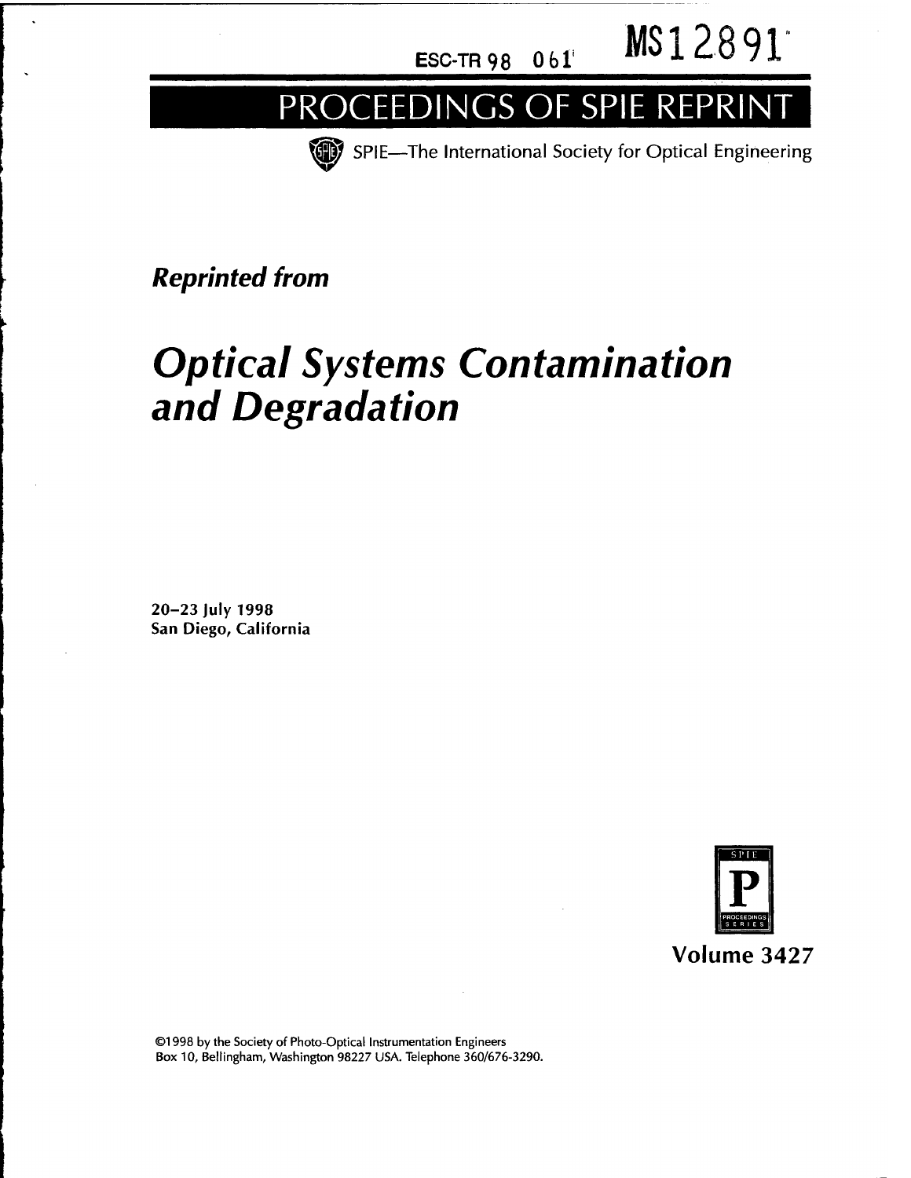ESC-TR 98 061

MS12891

# PROCEEDINGS OF SPIE REPRINT

SPIE—The International Society for Optical Engineering

***Reprinted from***

# *Optical Systems Contamination and Degradation*

**20–23 July 1998**
**San Diego, California**

**Volume 3427**

©1998 by the Society of Photo-Optical Instrumentation Engineers
Box 10, Bellingham, Washington 98227 USA. Telephone 360/676-3290.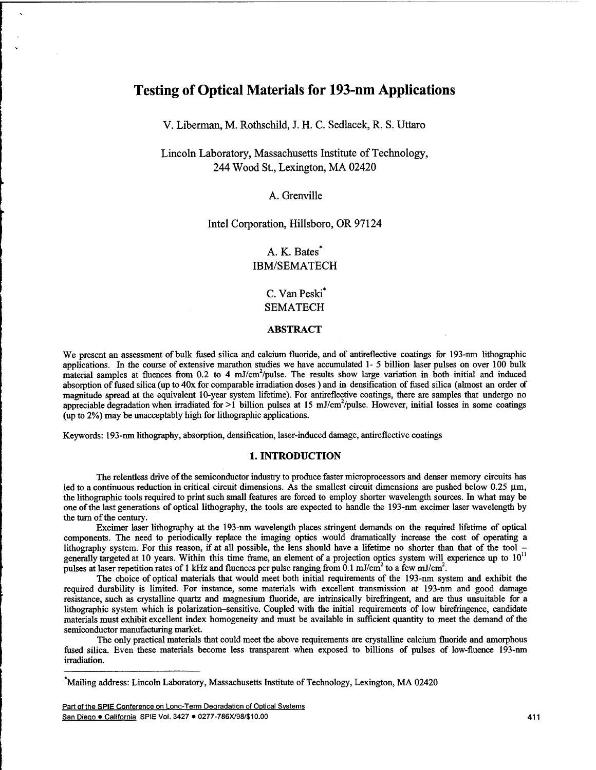# Testing of Optical Materials for 193-nm Applications

V. Liberman, M. Rothschild, J. H. C. Sedlacek, R. S. Uttaro

Lincoln Laboratory, Massachusetts Institute of Technology,
244 Wood St., Lexington, MA 02420

A. Grenville

Intel Corporation, Hillsboro, OR 97124

A. K. Bates*
IBM/SEMATECH

C. Van Peski*
SEMATECH

## ABSTRACT

We present an assessment of bulk fused silica and calcium fluoride, and of antireflective coatings for 193-nm lithographic applications. In the course of extensive marathon studies we have accumulated 1- 5 billion laser pulses on over 100 bulk material samples at fluences from 0.2 to 4 mJ/cm$^2$/pulse. The results show large variation in both initial and induced absorption of fused silica (up to 40x for comparable irradiation doses ) and in densification of fused silica (almost an order of magnitude spread at the equivalent 10-year system lifetime). For antireflective coatings, there are samples that undergo no appreciable degradation when irradiated for >1 billion pulses at 15 mJ/cm$^2$/pulse. However, initial losses in some coatings (up to 2%) may be unacceptably high for lithographic applications.

Keywords: 193-nm lithography, absorption, densification, laser-induced damage, antireflective coatings

## 1. INTRODUCTION

The relentless drive of the semiconductor industry to produce faster microprocessors and denser memory circuits has led to a continuous reduction in critical circuit dimensions. As the smallest circuit dimensions are pushed below 0.25 μm, the lithographic tools required to print such small features are forced to employ shorter wavelength sources. In what may be one of the last generations of optical lithography, the tools are expected to handle the 193-nm excimer laser wavelength by the turn of the century.

Excimer laser lithography at the 193-nm wavelength places stringent demands on the required lifetime of optical components. The need to periodically replace the imaging optics would dramatically increase the cost of operating a lithography system. For this reason, if at all possible, the lens should have a lifetime no shorter than that of the tool – generally targeted at 10 years. Within this time frame, an element of a projection optics system will experience up to $10^{11}$ pulses at laser repetition rates of 1 kHz and fluences per pulse ranging from 0.1 mJ/cm$^2$ to a few mJ/cm$^2$.

The choice of optical materials that would meet both initial requirements of the 193-nm system and exhibit the required durability is limited. For instance, some materials with excellent transmission at 193-nm and good damage resistance, such as crystalline quartz and magnesium fluoride, are intrinsically birefringent, and are thus unsuitable for a lithographic system which is polarization–sensitive. Coupled with the initial requirements of low birefringence, candidate materials must exhibit excellent index homogeneity and must be available in sufficient quantity to meet the demand of the semiconductor manufacturing market.

The only practical materials that could meet the above requirements are crystalline calcium fluoride and amorphous fused silica. Even these materials become less transparent when exposed to billions of pulses of low-fluence 193-nm irradiation.

*Mailing address: Lincoln Laboratory, Massachusetts Institute of Technology, Lexington, MA 02420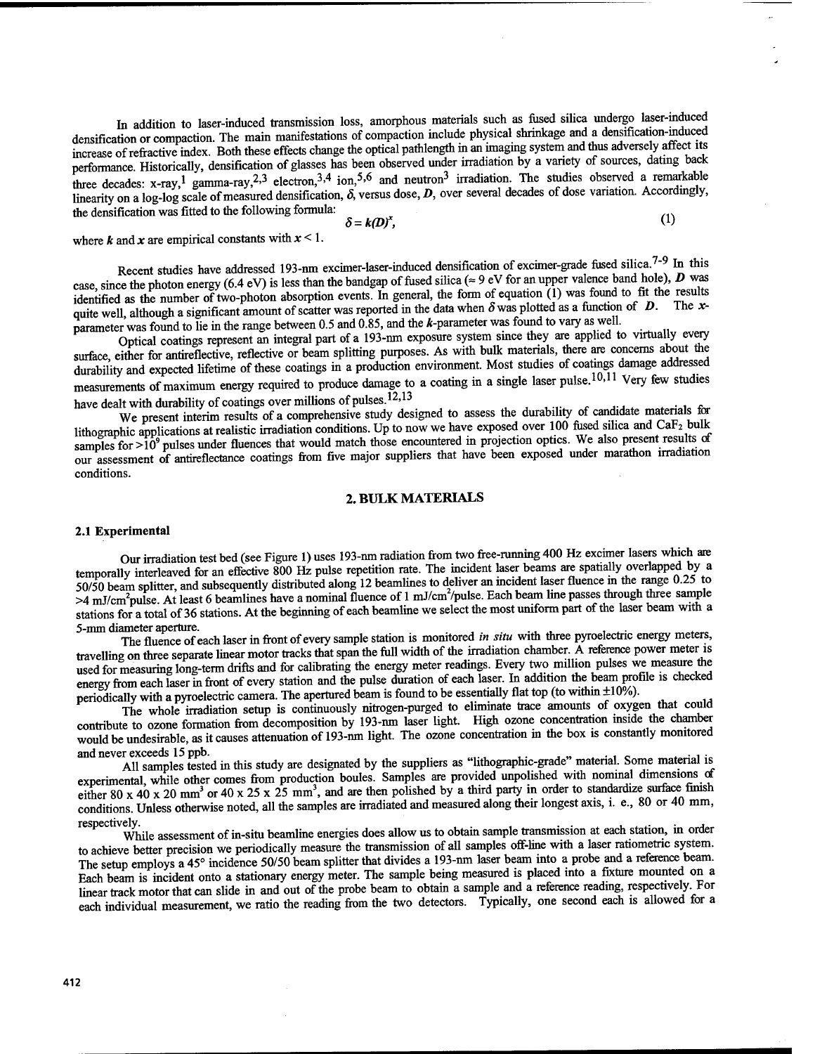In addition to laser-induced transmission loss, amorphous materials such as fused silica undergo laser-induced densification or compaction. The main manifestations of compaction include physical shrinkage and a densification-induced increase of refractive index. Both these effects change the optical pathlength in an imaging system and thus adversely affect its performance. Historically, densification of glasses has been observed under irradiation by a variety of sources, dating back three decades: x-ray,[1] gamma-ray,[2,3] electron,[3,4] ion,[5,6] and neutron[3] irradiation. The studies observed a remarkable linearity on a log-log scale of measured densification, $\delta$, versus dose, $D$, over several decades of dose variation. Accordingly, the densification was fitted to the following formula:

$$\delta = k(D)^x, \tag{1}$$

where $k$ and $x$ are empirical constants with $x < 1$.

Recent studies have addressed 193-nm excimer-laser-induced densification of excimer-grade fused silica.[7-9] In this case, since the photon energy (6.4 eV) is less than the bandgap of fused silica ($\approx$ 9 eV for an upper valence band hole), $D$ was identified as the number of two-photon absorption events. In general, the form of equation (1) was found to fit the results quite well, although a significant amount of scatter was reported in the data when $\delta$ was plotted as a function of $D$. The $x$-parameter was found to lie in the range between 0.5 and 0.85, and the $k$-parameter was found to vary as well.

Optical coatings represent an integral part of a 193-nm exposure system since they are applied to virtually every surface, either for antireflective, reflective or beam splitting purposes. As with bulk materials, there are concerns about the durability and expected lifetime of these coatings in a production environment. Most studies of coatings damage addressed measurements of maximum energy required to produce damage to a coating in a single laser pulse.[10,11] Very few studies have dealt with durability of coatings over millions of pulses.[12,13]

We present interim results of a comprehensive study designed to assess the durability of candidate materials for lithographic applications at realistic irradiation conditions. Up to now we have exposed over 100 fused silica and $CaF_2$ bulk samples for $>10^9$ pulses under fluences that would match those encountered in projection optics. We also present results of our assessment of antireflectance coatings from five major suppliers that have been exposed under marathon irradiation conditions.

## 2. BULK MATERIALS

### 2.1 Experimental

Our irradiation test bed (see Figure 1) uses 193-nm radiation from two free-running 400 Hz excimer lasers which are temporally interleaved for an effective 800 Hz pulse repetition rate. The incident laser beams are spatially overlapped by a 50/50 beam splitter, and subsequently distributed along 12 beamlines to deliver an incident laser fluence in the range 0.25 to $>4$ mJ/cm$^2$pulse. At least 6 beamlines have a nominal fluence of 1 mJ/cm$^2$/pulse. Each beam line passes through three sample stations for a total of 36 stations. At the beginning of each beamline we select the most uniform part of the laser beam with a 5-mm diameter aperture.

The fluence of each laser in front of every sample station is monitored *in situ* with three pyroelectric energy meters, travelling on three separate linear motor tracks that span the full width of the irradiation chamber. A reference power meter is used for measuring long-term drifts and for calibrating the energy meter readings. Every two million pulses we measure the energy from each laser in front of every station and the pulse duration of each laser. In addition the beam profile is checked periodically with a pyroelectric camera. The apertured beam is found to be essentially flat top (to within $\pm 10\%$).

The whole irradiation setup is continuously nitrogen-purged to eliminate trace amounts of oxygen that could contribute to ozone formation from decomposition by 193-nm laser light. High ozone concentration inside the chamber would be undesirable, as it causes attenuation of 193-nm light. The ozone concentration in the box is constantly monitored and never exceeds 15 ppb.

All samples tested in this study are designated by the suppliers as "lithographic-grade" material. Some material is experimental, while other comes from production boules. Samples are provided unpolished with nominal dimensions of either 80 x 40 x 20 mm$^3$ or 40 x 25 x 25 mm$^3$, and are then polished by a third party in order to standardize surface finish conditions. Unless otherwise noted, all the samples are irradiated and measured along their longest axis, i. e., 80 or 40 mm, respectively.

While assessment of in-situ beamline energies does allow us to obtain sample transmission at each station, in order to achieve better precision we periodically measure the transmission of all samples off-line with a laser ratiometric system. The setup employs a 45° incidence 50/50 beam splitter that divides a 193-nm laser beam into a probe and a reference beam. Each beam is incident onto a stationary energy meter. The sample being measured is placed into a fixture mounted on a linear track motor that can slide in and out of the probe beam to obtain a sample and a reference reading, respectively. For each individual measurement, we ratio the reading from the two detectors. Typically, one second each is allowed for a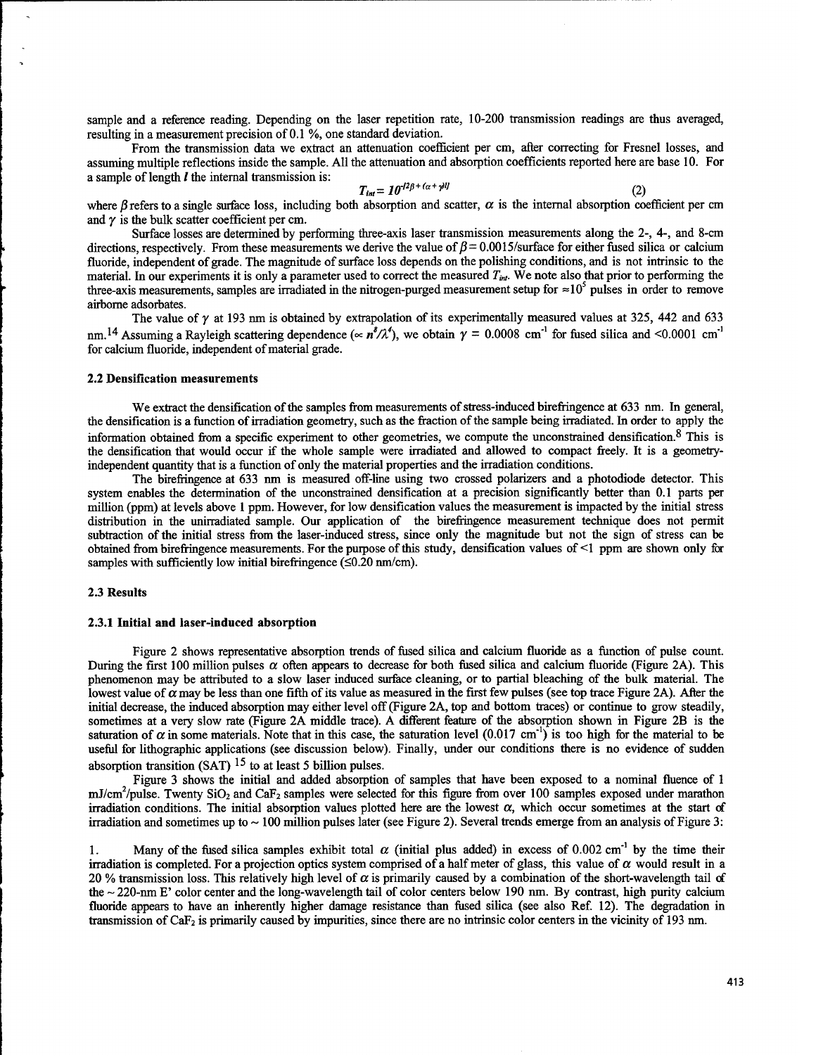sample and a reference reading. Depending on the laser repetition rate, 10-200 transmission readings are thus averaged, resulting in a measurement precision of 0.1 %, one standard deviation.

From the transmission data we extract an attenuation coefficient per cm, after correcting for Fresnel losses, and assuming multiple reflections inside the sample. All the attenuation and absorption coefficients reported here are base 10. For a sample of length $l$ the internal transmission is:

$$T_{int} = 10^{-[2\beta + (\alpha + \gamma)l]} \qquad (2)$$

where $\beta$ refers to a single surface loss, including both absorption and scatter, $\alpha$ is the internal absorption coefficient per cm and $\gamma$ is the bulk scatter coefficient per cm.

Surface losses are determined by performing three-axis laser transmission measurements along the 2-, 4-, and 8-cm directions, respectively. From these measurements we derive the value of $\beta = 0.0015$/surface for either fused silica or calcium fluoride, independent of grade. The magnitude of surface loss depends on the polishing conditions, and is not intrinsic to the material. In our experiments it is only a parameter used to correct the measured $T_{int}$. We note also that prior to performing the three-axis measurements, samples are irradiated in the nitrogen-purged measurement setup for $\approx 10^5$ pulses in order to remove airborne adsorbates.

The value of $\gamma$ at 193 nm is obtained by extrapolation of its experimentally measured values at 325, 442 and 633 nm.[14] Assuming a Rayleigh scattering dependence ($\propto n^8/\lambda^4$), we obtain $\gamma = 0.0008$ cm$^{-1}$ for fused silica and <0.0001 cm$^{-1}$ for calcium fluoride, independent of material grade.

### 2.2 Densification measurements

We extract the densification of the samples from measurements of stress-induced birefringence at 633 nm. In general, the densification is a function of irradiation geometry, such as the fraction of the sample being irradiated. In order to apply the information obtained from a specific experiment to other geometries, we compute the unconstrained densification.[8] This is the densification that would occur if the whole sample were irradiated and allowed to compact freely. It is a geometry-independent quantity that is a function of only the material properties and the irradiation conditions.

The birefringence at 633 nm is measured off-line using two crossed polarizers and a photodiode detector. This system enables the determination of the unconstrained densification at a precision significantly better than 0.1 parts per million (ppm) at levels above 1 ppm. However, for low densification values the measurement is impacted by the initial stress distribution in the unirradiated sample. Our application of the birefringence measurement technique does not permit subtraction of the initial stress from the laser-induced stress, since only the magnitude but not the sign of stress can be obtained from birefringence measurements. For the purpose of this study, densification values of <1 ppm are shown only for samples with sufficiently low initial birefringence (≤0.20 nm/cm).

### 2.3 Results

#### 2.3.1 Initial and laser-induced absorption

Figure 2 shows representative absorption trends of fused silica and calcium fluoride as a function of pulse count. During the first 100 million pulses $\alpha$ often appears to decrease for both fused silica and calcium fluoride (Figure 2A). This phenomenon may be attributed to a slow laser induced surface cleaning, or to partial bleaching of the bulk material. The lowest value of $\alpha$ may be less than one fifth of its value as measured in the first few pulses (see top trace Figure 2A). After the initial decrease, the induced absorption may either level off (Figure 2A, top and bottom traces) or continue to grow steadily, sometimes at a very slow rate (Figure 2A middle trace). A different feature of the absorption shown in Figure 2B is the saturation of $\alpha$ in some materials. Note that in this case, the saturation level (0.017 cm$^{-1}$) is too high for the material to be useful for lithographic applications (see discussion below). Finally, under our conditions there is no evidence of sudden absorption transition (SAT) [15] to at least 5 billion pulses.

Figure 3 shows the initial and added absorption of samples that have been exposed to a nominal fluence of 1 mJ/cm$^2$/pulse. Twenty $SiO_2$ and $CaF_2$ samples were selected for this figure from over 100 samples exposed under marathon irradiation conditions. The initial absorption values plotted here are the lowest $\alpha$, which occur sometimes at the start of irradiation and sometimes up to ~ 100 million pulses later (see Figure 2). Several trends emerge from an analysis of Figure 3:

1. Many of the fused silica samples exhibit total $\alpha$ (initial plus added) in excess of 0.002 cm$^{-1}$ by the time their irradiation is completed. For a projection optics system comprised of a half meter of glass, this value of $\alpha$ would result in a 20 % transmission loss. This relatively high level of $\alpha$ is primarily caused by a combination of the short-wavelength tail of the ~ 220-nm E' color center and the long-wavelength tail of color centers below 190 nm. By contrast, high purity calcium fluoride appears to have an inherently higher damage resistance than fused silica (see also Ref. 12). The degradation in transmission of $CaF_2$ is primarily caused by impurities, since there are no intrinsic color centers in the vicinity of 193 nm.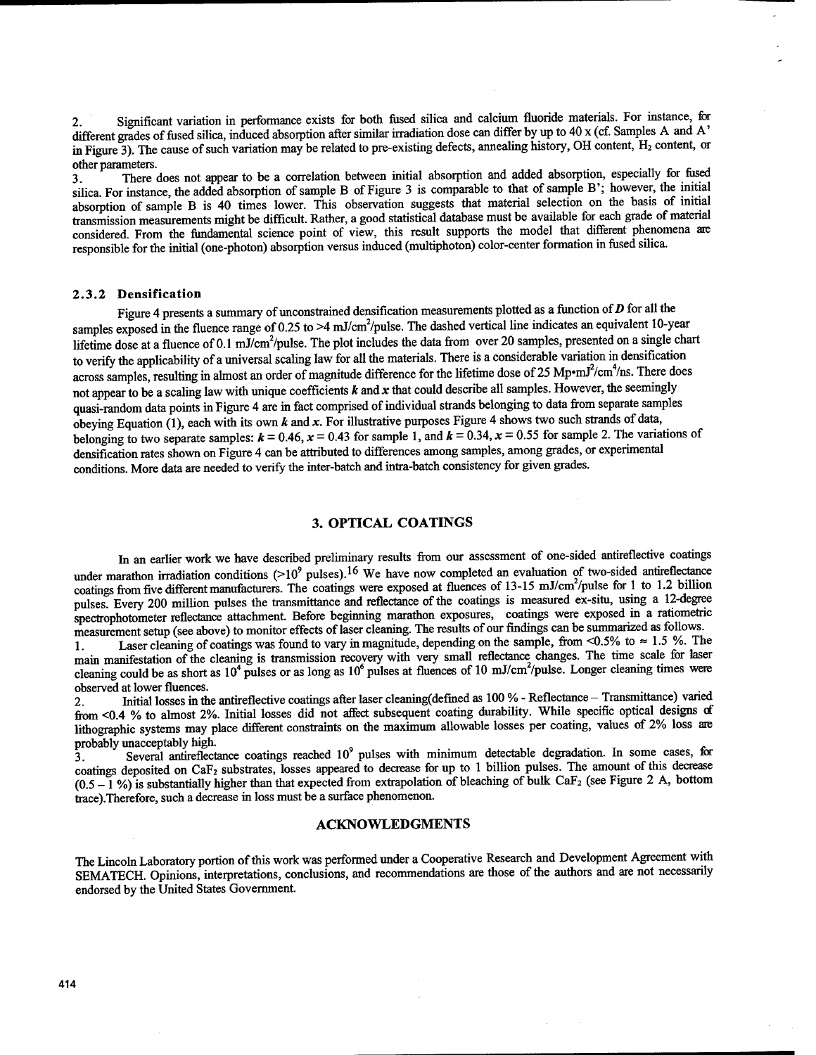2. Significant variation in performance exists for both fused silica and calcium fluoride materials. For instance, for different grades of fused silica, induced absorption after similar irradiation dose can differ by up to 40 x (cf. Samples A and A' in Figure 3). The cause of such variation may be related to pre-existing defects, annealing history, OH content, $H_2$ content, or other parameters.

3. There does not appear to be a correlation between initial absorption and added absorption, especially for fused silica. For instance, the added absorption of sample B of Figure 3 is comparable to that of sample B'; however, the initial absorption of sample B is 40 times lower. This observation suggests that material selection on the basis of initial transmission measurements might be difficult. Rather, a good statistical database must be available for each grade of material considered. From the fundamental science point of view, this result supports the model that different phenomena are responsible for the initial (one-photon) absorption versus induced (multiphoton) color-center formation in fused silica.

### 2.3.2 Densification

Figure 4 presents a summary of unconstrained densification measurements plotted as a function of ***D*** for all the samples exposed in the fluence range of 0.25 to >4 mJ/cm$^2$/pulse. The dashed vertical line indicates an equivalent 10-year lifetime dose at a fluence of 0.1 mJ/cm$^2$/pulse. The plot includes the data from over 20 samples, presented on a single chart to verify the applicability of a universal scaling law for all the materials. There is a considerable variation in densification across samples, resulting in almost an order of magnitude difference for the lifetime dose of 25 Mp•mJ$^2$/cm$^4$/ns. There does not appear to be a scaling law with unique coefficients ***k*** and ***x*** that could describe all samples. However, the seemingly quasi-random data points in Figure 4 are in fact comprised of individual strands belonging to data from separate samples obeying Equation (1), each with its own ***k*** and ***x***. For illustrative purposes Figure 4 shows two such strands of data, belonging to two separate samples: ***k*** = 0.46, ***x*** = 0.43 for sample 1, and ***k*** = 0.34, ***x*** = 0.55 for sample 2. The variations of densification rates shown on Figure 4 can be attributed to differences among samples, among grades, or experimental conditions. More data are needed to verify the inter-batch and intra-batch consistency for given grades.

## 3. OPTICAL COATINGS

In an earlier work we have described preliminary results from our assessment of one-sided antireflective coatings under marathon irradiation conditions (>$10^9$ pulses).[16] We have now completed an evaluation of two-sided antireflectance coatings from five different manufacturers. The coatings were exposed at fluences of 13-15 mJ/cm$^2$/pulse for 1 to 1.2 billion pulses. Every 200 million pulses the transmittance and reflectance of the coatings is measured ex-situ, using a 12-degree spectrophotometer reflectance attachment. Before beginning marathon exposures, coatings were exposed in a ratiometric measurement setup (see above) to monitor effects of laser cleaning. The results of our findings can be summarized as follows.

1. Laser cleaning of coatings was found to vary in magnitude, depending on the sample, from <0.5% to ≈ 1.5 %. The main manifestation of the cleaning is transmission recovery with very small reflectance changes. The time scale for laser cleaning could be as short as $10^4$ pulses or as long as $10^6$ pulses at fluences of 10 mJ/cm$^2$/pulse. Longer cleaning times were observed at lower fluences.

2. Initial losses in the antireflective coatings after laser cleaning(defined as 100 % - Reflectance – Transmittance) varied from <0.4 % to almost 2%. Initial losses did not affect subsequent coating durability. While specific optical designs of lithographic systems may place different constraints on the maximum allowable losses per coating, values of 2% loss are probably unacceptably high.

3. Several antireflectance coatings reached $10^9$ pulses with minimum detectable degradation. In some cases, for coatings deposited on $CaF_2$ substrates, losses appeared to decrease for up to 1 billion pulses. The amount of this decrease (0.5 – 1 %) is substantially higher than that expected from extrapolation of bleaching of bulk $CaF_2$ (see Figure 2 A, bottom trace).Therefore, such a decrease in loss must be a surface phenomenon.

## ACKNOWLEDGMENTS

The Lincoln Laboratory portion of this work was performed under a Cooperative Research and Development Agreement with SEMATECH. Opinions, interpretations, conclusions, and recommendations are those of the authors and are not necessarily endorsed by the United States Government.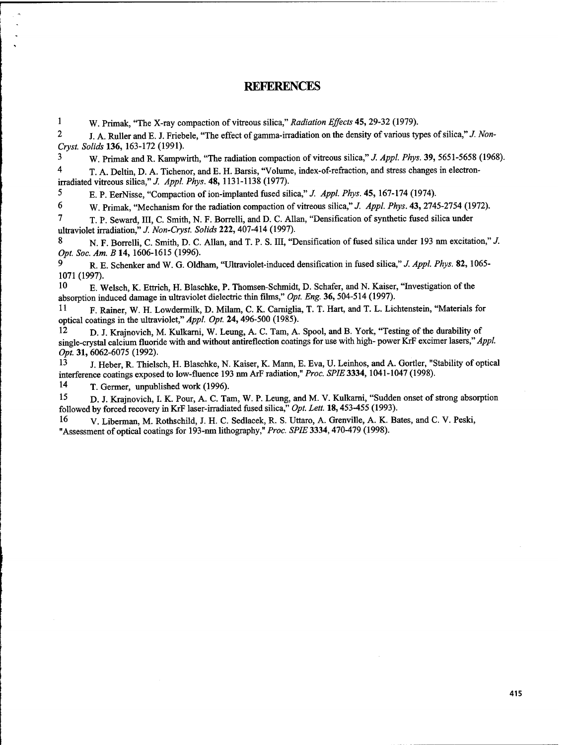# REFERENCES

1. W. Primak, "The X-ray compaction of vitreous silica," *Radiation Effects* **45**, 29-32 (1979).
2. J. A. Ruller and E. J. Friebele, "The effect of gamma-irradiation on the density of various types of silica," *J. Non-Cryst. Solids* **136**, 163-172 (1991).
3. W. Primak and R. Kampwirth, "The radiation compaction of vitreous silica," *J. Appl. Phys.* **39**, 5651-5658 (1968).
4. T. A. Deltin, D. A. Tichenor, and E. H. Barsis, "Volume, index-of-refraction, and stress changes in electron-irradiated vitreous silica," *J. Appl. Phys.* **48**, 1131-1138 (1977).
5. E. P. EerNisse, "Compaction of ion-implanted fused silica," *J. Appl. Phys.* **45**, 167-174 (1974).
6. W. Primak, "Mechanism for the radiation compaction of vitreous silica," *J. Appl. Phys.* **43**, 2745-2754 (1972).
7. T. P. Seward, III, C. Smith, N. F. Borrelli, and D. C. Allan, "Densification of synthetic fused silica under ultraviolet irradiation," *J. Non-Cryst. Solids* **222**, 407-414 (1997).
8. N. F. Borrelli, C. Smith, D. C. Allan, and T. P. S. III, "Densification of fused silica under 193 nm excitation," *J. Opt. Soc. Am. B* **14**, 1606-1615 (1996).
9. R. E. Schenker and W. G. Oldham, "Ultraviolet-induced densification in fused silica," *J. Appl. Phys.* **82**, 1065-1071 (1997).
10. E. Welsch, K. Ettrich, H. Blaschke, P. Thomsen-Schmidt, D. Schafer, and N. Kaiser, "Investigation of the absorption induced damage in ultraviolet dielectric thin films," *Opt. Eng.* **36**, 504-514 (1997).
11. F. Rainer, W. H. Lowdermilk, D. Milam, C. K. Carniglia, T. T. Hart, and T. L. Lichtenstein, "Materials for optical coatings in the ultraviolet," *Appl. Opt.* **24**, 496-500 (1985).
12. D. J. Krajnovich, M. Kulkarni, W. Leung, A. C. Tam, A. Spool, and B. York, "Testing of the durability of single-crystal calcium fluoride with and without antireflection coatings for use with high- power KrF excimer lasers," *Appl. Opt.* **31**, 6062-6075 (1992).
13. J. Heber, R. Thielsch, H. Blaschke, N. Kaiser, K. Mann, E. Eva, U. Leinhos, and A. Gortler, "Stability of optical interference coatings exposed to low-fluence 193 nm ArF radiation," *Proc. SPIE* **3334**, 1041-1047 (1998).
14. T. Germer, unpublished work (1996).
15. D. J. Krajnovich, I. K. Pour, A. C. Tam, W. P. Leung, and M. V. Kulkarni, "Sudden onset of strong absorption followed by forced recovery in KrF laser-irradiated fused silica," *Opt. Lett.* **18**, 453-455 (1993).
16. V. Liberman, M. Rothschild, J. H. C. Sedlacek, R. S. Uttaro, A. Grenville, A. K. Bates, and C. V. Peski, "Assessment of optical coatings for 193-nm lithography," *Proc. SPIE* 3334, 470-479 (1998).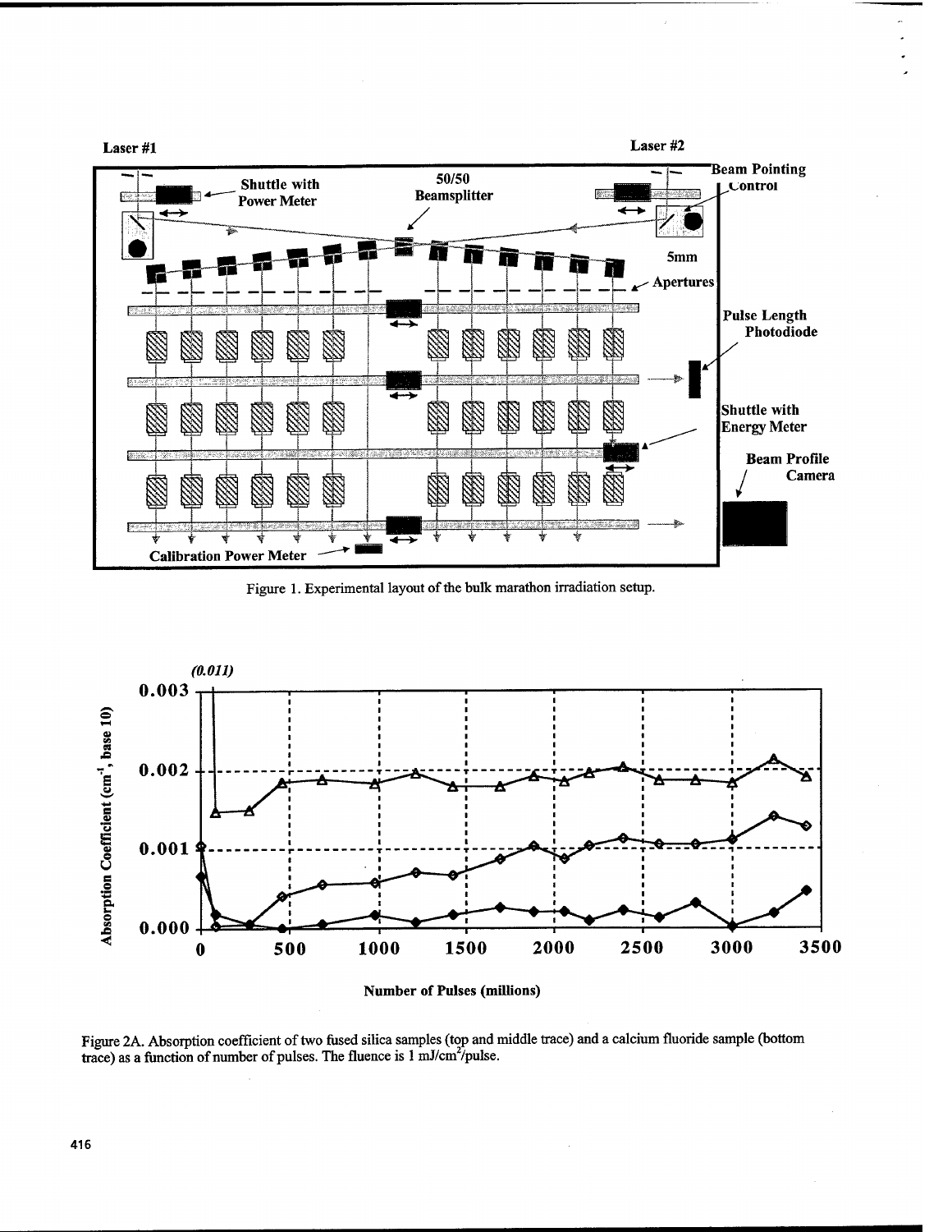Figure 1. Experimental layout of the bulk marathon irradiation setup.

Figure 2A. Absorption coefficient of two fused silica samples (top and middle trace) and a calcium fluoride sample (bottom trace) as a function of number of pulses. The fluence is 1 mJ/cm$^2$/pulse.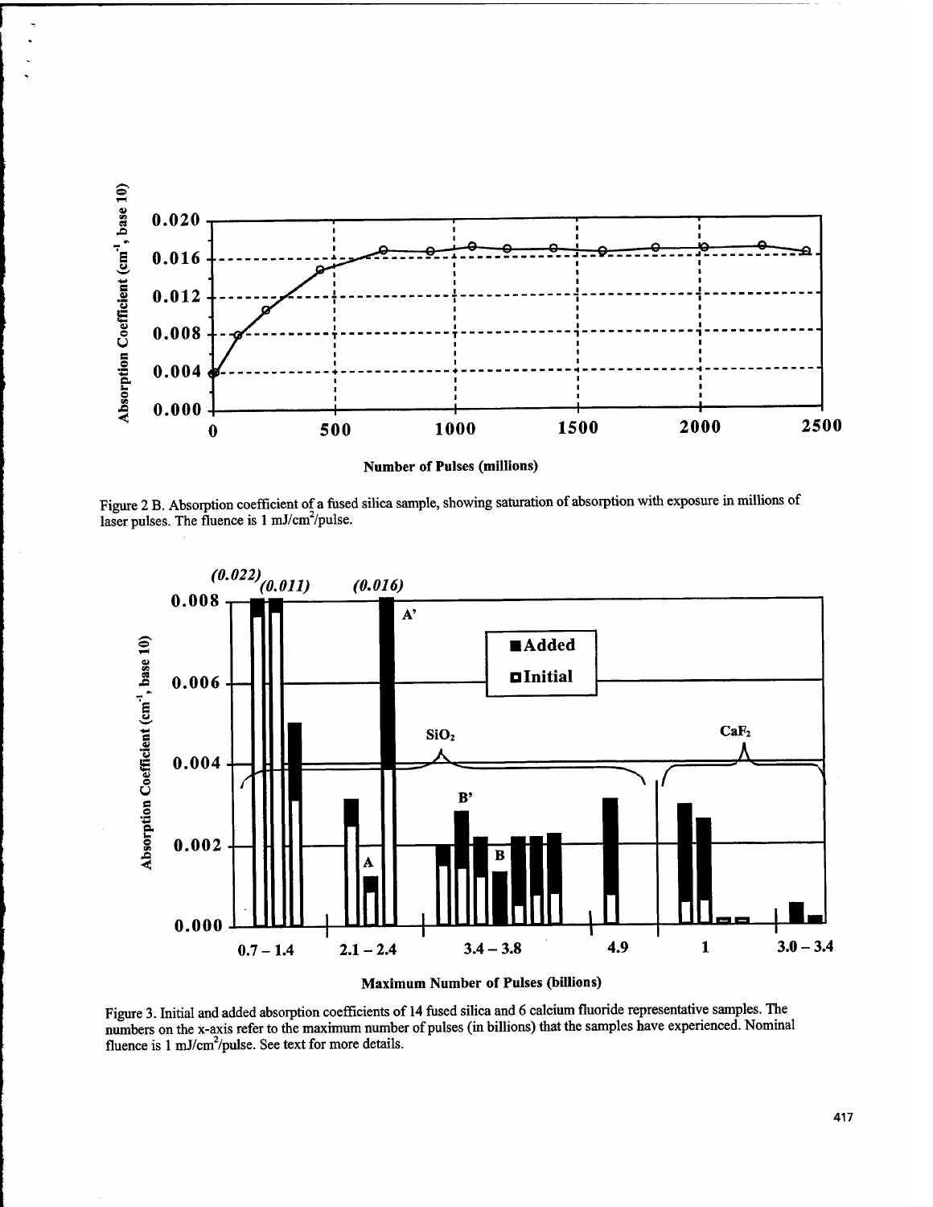Figure 2 B. Absorption coefficient of a fused silica sample, showing saturation of absorption with exposure in millions of laser pulses. The fluence is 1 mJ/cm$^2$/pulse.

Figure 3. Initial and added absorption coefficients of 14 fused silica and 6 calcium fluoride representative samples. The numbers on the x-axis refer to the maximum number of pulses (in billions) that the samples have experienced. Nominal fluence is 1 mJ/cm$^2$/pulse. See text for more details.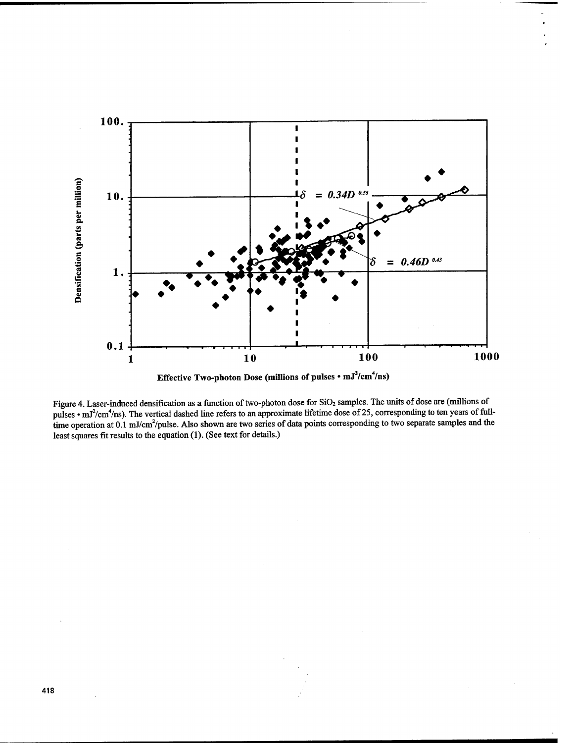100.

10.

1.

0.1

1

10

100

1000

Densification (parts per million)

Effective Two-photon Dose (millions of pulses • $mJ^2/cm^4/ns$)

$\delta = 0.34D^{0.55}$

$\delta = 0.46D^{0.43}$

Figure 4. Laser-induced densification as a function of two-photon dose for $SiO_2$ samples. The units of dose are (millions of pulses • $mJ^2/cm^4/ns$). The vertical dashed line refers to an approximate lifetime dose of 25, corresponding to ten years of full-time operation at 0.1 $mJ/cm^2$/pulse. Also shown are two series of data points corresponding to two separate samples and the least squares fit results to the equation (1). (See text for details.)